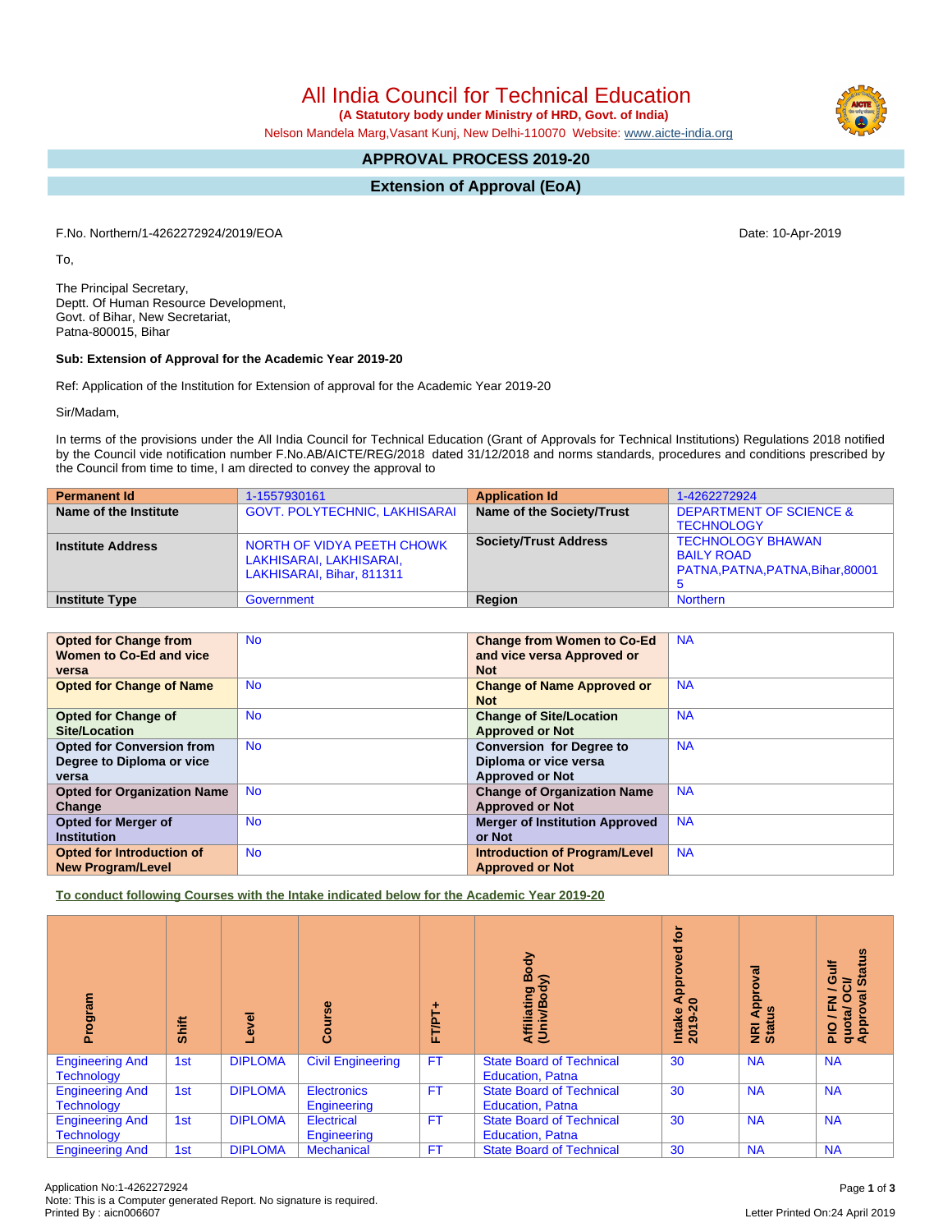# All India Council for Technical Education

**(A Statutory body under Ministry of HRD, Govt. of India)**

Nelson Mandela Marg,Vasant Kunj, New Delhi-110070 Website: www.aicte-india.org

## APPROVAL PROCESS 2019-20

## Extension of Approval (EoA)

F.No. Northern/1-4262272924/2019/EOA

Date: 10-Apr-2019

To,

The Principal Secretary,
Deptt. Of Human Resource Development,
Govt. of Bihar, New Secretariat,
Patna-800015, Bihar

**Sub: Extension of Approval for the Academic Year 2019-20**

Ref: Application of the Institution for Extension of approval for the Academic Year 2019-20

Sir/Madam,

In terms of the provisions under the All India Council for Technical Education (Grant of Approvals for Technical Institutions) Regulations 2018 notified by the Council vide notification number F.No.AB/AICTE/REG/2018 dated 31/12/2018 and norms standards, procedures and conditions prescribed by the Council from time to time, I am directed to convey the approval to

| Permanent Id | 1-1557930161 | Application Id | 1-4262272924 |
|---|---|---|---|
| **Name of the Institute** | GOVT. POLYTECHNIC, LAKHISARAI | **Name of the Society/Trust** | DEPARTMENT OF SCIENCE & TECHNOLOGY |
| **Institute Address** | NORTH OF VIDYA PEETH CHOWK LAKHISARAI, LAKHISARAI, LAKHISARAI, Bihar, 811311 | **Society/Trust Address** | TECHNOLOGY BHAWAN BAILY ROAD PATNA,PATNA,PATNA,Bihar,800015 |
| **Institute Type** | Government | **Region** | Northern |

| Opted for Change from Women to Co-Ed and vice versa | No | Change from Women to Co-Ed and vice versa Approved or Not | NA |
|---|---|---|---|
| **Opted for Change of Name** | No | **Change of Name Approved or Not** | NA |
| **Opted for Change of Site/Location** | No | **Change of Site/Location Approved or Not** | NA |
| **Opted for Conversion from Degree to Diploma or vice versa** | No | **Conversion for Degree to Diploma or vice versa Approved or Not** | NA |
| **Opted for Organization Name Change** | No | **Change of Organization Name Approved or Not** | NA |
| **Opted for Merger of Institution** | No | **Merger of Institution Approved or Not** | NA |
| **Opted for Introduction of New Program/Level** | No | **Introduction of Program/Level Approved or Not** | NA |

**To conduct following Courses with the Intake indicated below for the Academic Year 2019-20**

| Program | Shift | Level | Course | FT/PT+ | Affiliating Body (Univ/Body) | Intake Approved for 2019-20 | NRI Approval Status | PIO / FN / Gulf quota/ OCI/ Approval Status |
|---|---|---|---|---|---|---|---|---|
| Engineering And Technology | 1st | DIPLOMA | Civil Engineering | FT | State Board of Technical Education, Patna | 30 | NA | NA |
| Engineering And Technology | 1st | DIPLOMA | Electronics Engineering | FT | State Board of Technical Education, Patna | 30 | NA | NA |
| Engineering And Technology | 1st | DIPLOMA | Electrical Engineering | FT | State Board of Technical Education, Patna | 30 | NA | NA |
| Engineering And | 1st | DIPLOMA | Mechanical | FT | State Board of Technical | 30 | NA | NA |

Application No:1-4262272924
Note: This is a Computer generated Report. No signature is required.
Printed By : aicn006607

Letter Printed On:24 April 2019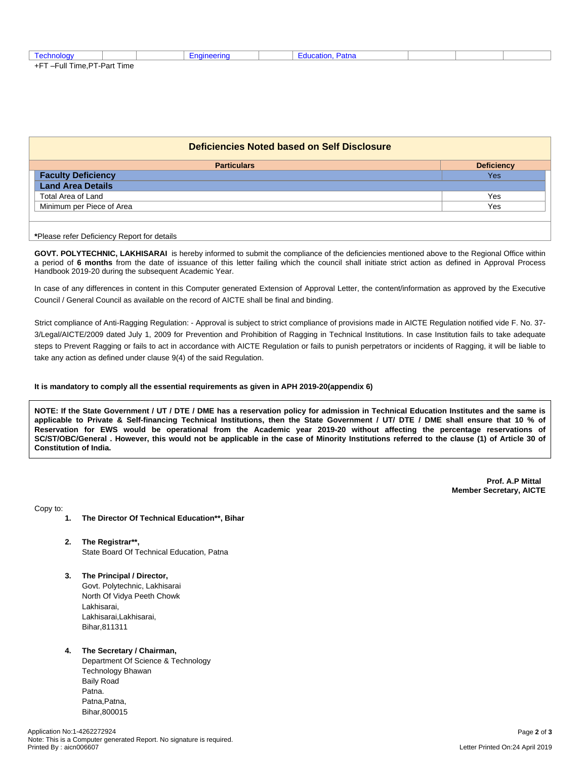| Technology | | | Engineering | | Education, Patna | | | |
|---|---|---|---|---|---|---|---|---|

+FT –Full Time,PT-Part Time

## Deficiencies Noted based on Self Disclosure

| Particulars | Deficiency |
|---|---|
| **Faculty Deficiency** | Yes |
| **Land Area Details** | |
| Total Area of Land | Yes |
| Minimum per Piece of Area | Yes |

*Please refer Deficiency Report for details

**GOVT. POLYTECHNIC, LAKHISARAI** is hereby informed to submit the compliance of the deficiencies mentioned above to the Regional Office within a period of **6 months** from the date of issuance of this letter failing which the council shall initiate strict action as defined in Approval Process Handbook 2019-20 during the subsequent Academic Year.

In case of any differences in content in this Computer generated Extension of Approval Letter, the content/information as approved by the Executive Council / General Council as available on the record of AICTE shall be final and binding.

Strict compliance of Anti-Ragging Regulation: - Approval is subject to strict compliance of provisions made in AICTE Regulation notified vide F. No. 37-3/Legal/AICTE/2009 dated July 1, 2009 for Prevention and Prohibition of Ragging in Technical Institutions. In case Institution fails to take adequate steps to Prevent Ragging or fails to act in accordance with AICTE Regulation or fails to punish perpetrators or incidents of Ragging, it will be liable to take any action as defined under clause 9(4) of the said Regulation.

**It is mandatory to comply all the essential requirements as given in APH 2019-20(appendix 6)**

**NOTE: If the State Government / UT / DTE / DME has a reservation policy for admission in Technical Education Institutes and the same is applicable to Private & Self-financing Technical Institutions, then the State Government / UT/ DTE / DME shall ensure that 10 % of Reservation for EWS would be operational from the Academic year 2019-20 without affecting the percentage reservations of SC/ST/OBC/General . However, this would not be applicable in the case of Minority Institutions referred to the clause (1) of Article 30 of Constitution of India.**

**Prof. A.P Mittal**
**Member Secretary, AICTE**

Copy to:

1. **The Director Of Technical Education**, Bihar**

2. **The Registrar**,**
   State Board Of Technical Education, Patna

3. **The Principal / Director,**
   Govt. Polytechnic, Lakhisarai
   North Of Vidya Peeth Chowk
   Lakhisarai,
   Lakhisarai,Lakhisarai,
   Bihar,811311

4. **The Secretary / Chairman,**
   Department Of Science & Technology
   Technology Bhawan
   Baily Road
   Patna.
   Patna,Patna,
   Bihar,800015

Application No:1-4262272924
Note: This is a Computer generated Report. No signature is required.
Printed By : aicn006607
Letter Printed On:24 April 2019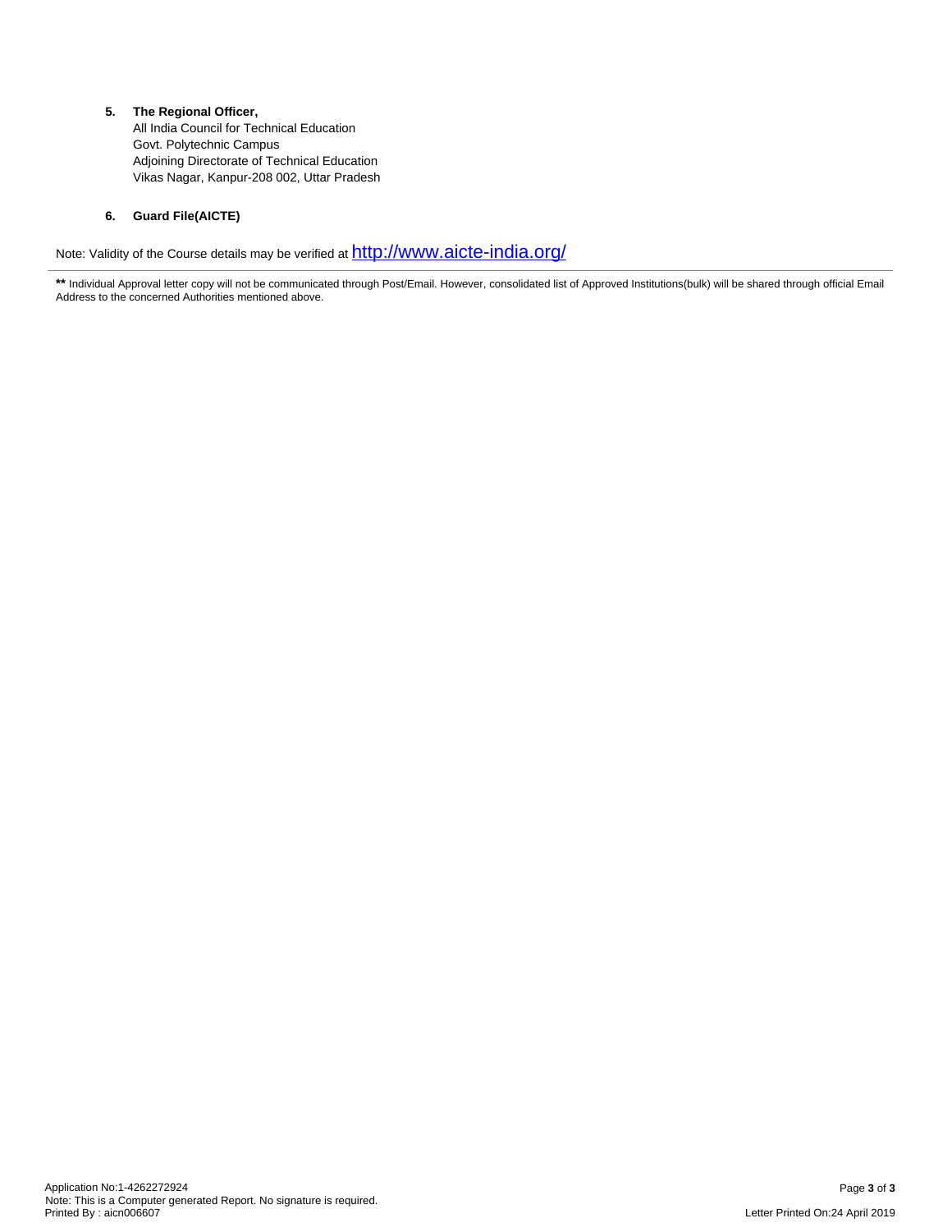5. **The Regional Officer,**
   All India Council for Technical Education
   Govt. Polytechnic Campus
   Adjoining Directorate of Technical Education
   Vikas Nagar, Kanpur-208 002, Uttar Pradesh

6. **Guard File(AICTE)**

Note: Validity of the Course details may be verified at http://www.aicte-india.org/

---

**\*\*** Individual Approval letter copy will not be communicated through Post/Email. However, consolidated list of Approved Institutions(bulk) will be shared through official Email Address to the concerned Authorities mentioned above.

Application No:1-4262272924
Note: This is a Computer generated Report. No signature is required.
Printed By : aicn006607

Letter Printed On:24 April 2019